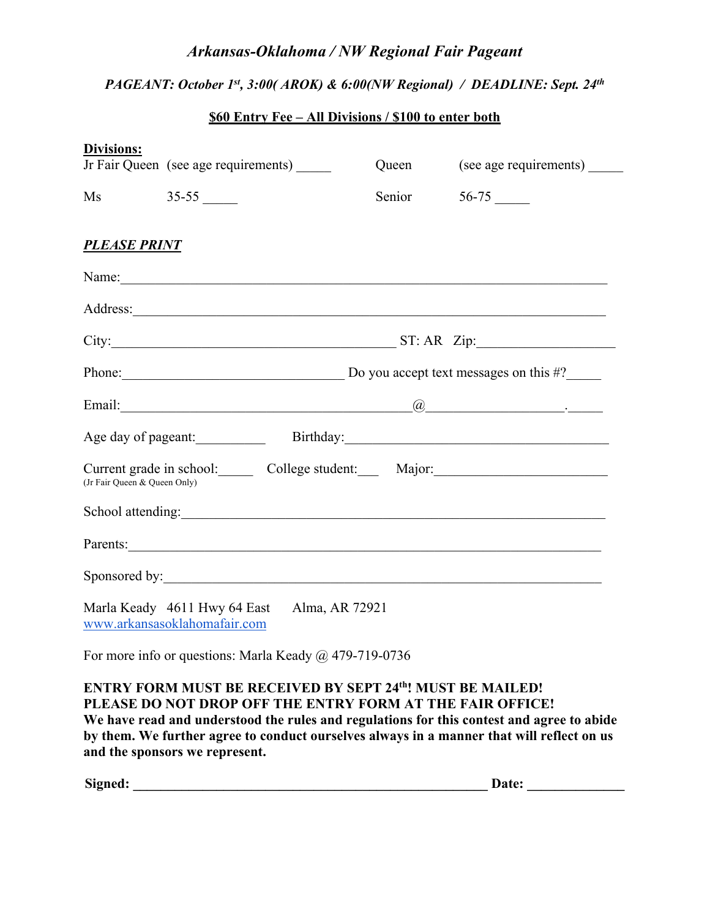# *Arkansas-Oklahoma / NW Regional Fair Pageant*

***PAGEANT: October 1st, 3:00( AROK) & 6:00(NW Regional) / DEADLINE: Sept. 24th***

**$60 Entry Fee – All Divisions / $100 to enter both**

**Divisions:**

Jr Fair Queen (see age requirements) _____ Queen (see age requirements) _____

Ms 35-55 _____ Senior 56-75 _____

***PLEASE PRINT***

Name:______________________________________________________________________

Address:____________________________________________________________________

City:_________________________________________ ST: AR Zip:____________________

Phone:________________________________ Do you accept text messages on this #?_____

Email:___________________________________________@___________________._____

Age day of pageant:__________ Birthday:_____________________________________

Current grade in school:_____ College student:___ Major:________________________
(Jr Fair Queen & Queen Only)

School attending:____________________________________________________________

Parents:____________________________________________________________________

Sponsored by:_______________________________________________________________

Marla Keady 4611 Hwy 64 East Alma, AR 72921
www.arkansasoklahomafair.com

For more info or questions: Marla Keady @ 479-719-0736

**ENTRY FORM MUST BE RECEIVED BY SEPT 24th! MUST BE MAILED!**
**PLEASE DO NOT DROP OFF THE ENTRY FORM AT THE FAIR OFFICE!**
**We have read and understood the rules and regulations for this contest and agree to abide by them. We further agree to conduct ourselves always in a manner that will reflect on us and the sponsors we represent.**

**Signed: _____________________________________________________ Date: ______________**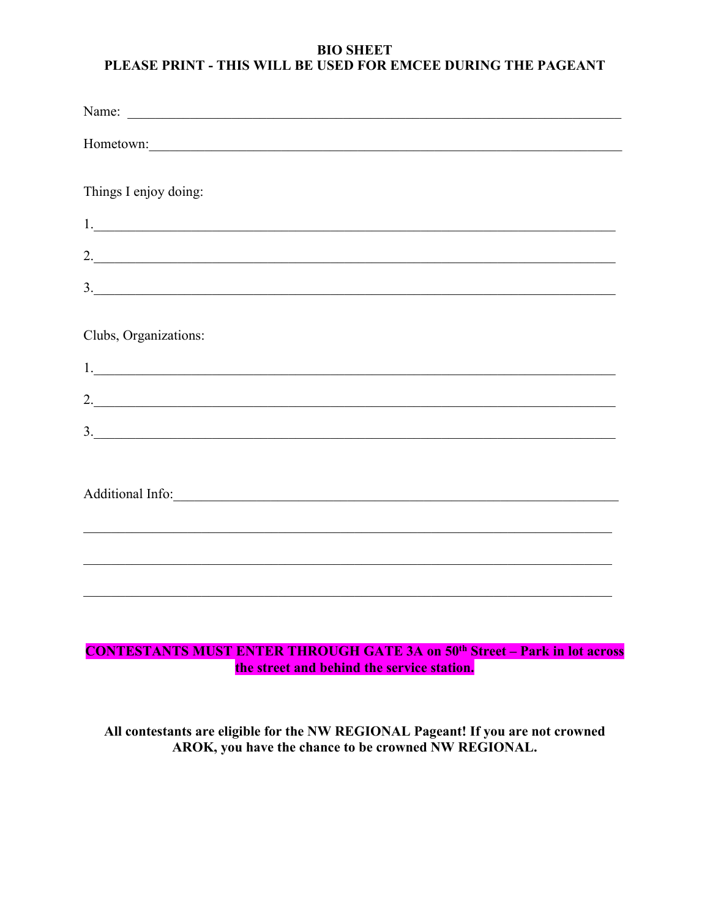**BIO SHEET**
**PLEASE PRINT - THIS WILL BE USED FOR EMCEE DURING THE PAGEANT**

Name: ___________________________________________________________________________

Hometown:________________________________________________________________________

Things I enjoy doing:

1.________________________________________________________________________________

2.________________________________________________________________________________

3.________________________________________________________________________________

Clubs, Organizations:

1.________________________________________________________________________________

2.________________________________________________________________________________

3.________________________________________________________________________________

Additional Info:_____________________________________________________________________

__________________________________________________________________________________

__________________________________________________________________________________

__________________________________________________________________________________

**CONTESTANTS MUST ENTER THROUGH GATE 3A on 50th Street – Park in lot across the street and behind the service station.**

**All contestants are eligible for the NW REGIONAL Pageant! If you are not crowned AROK, you have the chance to be crowned NW REGIONAL.**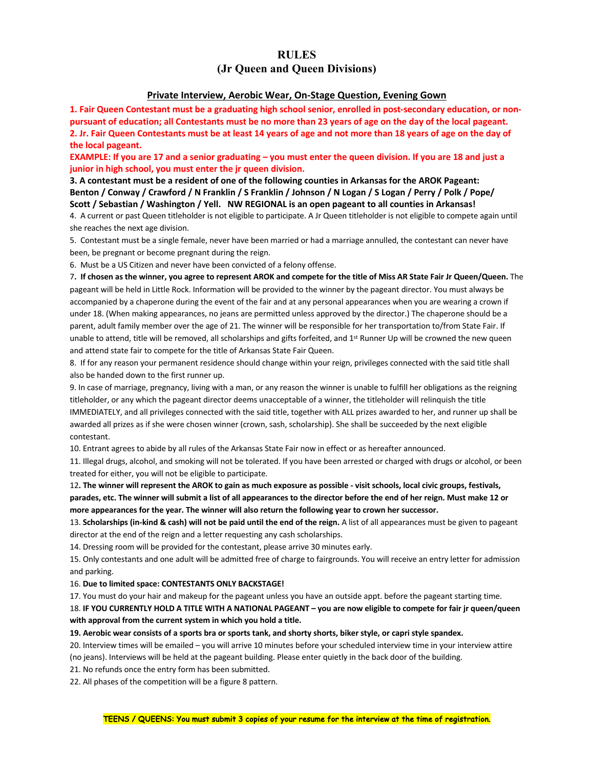# RULES

## (Jr Queen and Queen Divisions)

### Private Interview, Aerobic Wear, On-Stage Question, Evening Gown

**1. Fair Queen Contestant must be a graduating high school senior, enrolled in post-secondary education, or non-pursuant of education; all Contestants must be no more than 23 years of age on the day of the local pageant.**

**2. Jr. Fair Queen Contestants must be at least 14 years of age and not more than 18 years of age on the day of the local pageant.**

**EXAMPLE: If you are 17 and a senior graduating – you must enter the queen division. If you are 18 and just a junior in high school, you must enter the jr queen division.**

**3. A contestant must be a resident of one of the following counties in Arkansas for the AROK Pageant: Benton / Conway / Crawford / N Franklin / S Franklin / Johnson / N Logan / S Logan / Perry / Polk / Pope/ Scott / Sebastian / Washington / Yell. NW REGIONAL is an open pageant to all counties in Arkansas!**

4. A current or past Queen titleholder is not eligible to participate. A Jr Queen titleholder is not eligible to compete again until she reaches the next age division.

5. Contestant must be a single female, never have been married or had a marriage annulled, the contestant can never have been, be pregnant or become pregnant during the reign.

6. Must be a US Citizen and never have been convicted of a felony offense.

7. **If chosen as the winner, you agree to represent AROK and compete for the title of Miss AR State Fair Jr Queen/Queen.** The pageant will be held in Little Rock. Information will be provided to the winner by the pageant director. You must always be accompanied by a chaperone during the event of the fair and at any personal appearances when you are wearing a crown if under 18. (When making appearances, no jeans are permitted unless approved by the director.) The chaperone should be a parent, adult family member over the age of 21. The winner will be responsible for her transportation to/from State Fair. If unable to attend, title will be removed, all scholarships and gifts forfeited, and 1st Runner Up will be crowned the new queen and attend state fair to compete for the title of Arkansas State Fair Queen.

8. If for any reason your permanent residence should change within your reign, privileges connected with the said title shall also be handed down to the first runner up.

9. In case of marriage, pregnancy, living with a man, or any reason the winner is unable to fulfill her obligations as the reigning titleholder, or any which the pageant director deems unacceptable of a winner, the titleholder will relinquish the title IMMEDIATELY, and all privileges connected with the said title, together with ALL prizes awarded to her, and runner up shall be awarded all prizes as if she were chosen winner (crown, sash, scholarship). She shall be succeeded by the next eligible contestant.

10. Entrant agrees to abide by all rules of the Arkansas State Fair now in effect or as hereafter announced.

11. Illegal drugs, alcohol, and smoking will not be tolerated. If you have been arrested or charged with drugs or alcohol, or been treated for either, you will not be eligible to participate.

12**. The winner will represent the AROK to gain as much exposure as possible - visit schools, local civic groups, festivals, parades, etc. The winner will submit a list of all appearances to the director before the end of her reign. Must make 12 or more appearances for the year. The winner will also return the following year to crown her successor.**

13. **Scholarships (in-kind & cash) will not be paid until the end of the reign.** A list of all appearances must be given to pageant director at the end of the reign and a letter requesting any cash scholarships.

14. Dressing room will be provided for the contestant, please arrive 30 minutes early.

15. Only contestants and one adult will be admitted free of charge to fairgrounds. You will receive an entry letter for admission and parking.

16. **Due to limited space: CONTESTANTS ONLY BACKSTAGE!**

17. You must do your hair and makeup for the pageant unless you have an outside appt. before the pageant starting time.

18. **IF YOU CURRENTLY HOLD A TITLE WITH A NATIONAL PAGEANT – you are now eligible to compete for fair jr queen/queen with approval from the current system in which you hold a title.**

**19. Aerobic wear consists of a sports bra or sports tank, and shorty shorts, biker style, or capri style spandex.**

20. Interview times will be emailed – you will arrive 10 minutes before your scheduled interview time in your interview attire (no jeans). Interviews will be held at the pageant building. Please enter quietly in the back door of the building.

21. No refunds once the entry form has been submitted.

22. All phases of the competition will be a figure 8 pattern.

TEENS / QUEENS: You must submit 3 copies of your resume for the interview at the time of registration.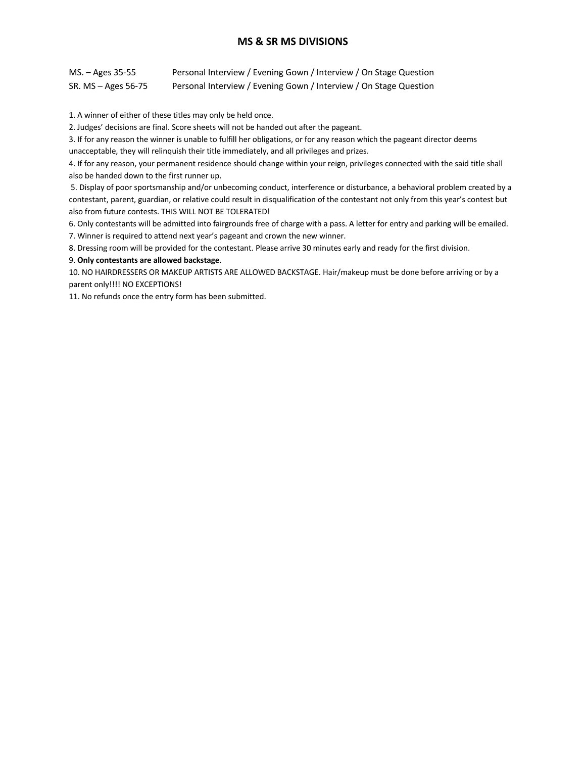## MS & SR MS DIVISIONS

| | |
|---|---|
| MS. – Ages 35-55 | Personal Interview / Evening Gown / Interview / On Stage Question |
| SR. MS – Ages 56-75 | Personal Interview / Evening Gown / Interview / On Stage Question |

1. A winner of either of these titles may only be held once.
2. Judges' decisions are final. Score sheets will not be handed out after the pageant.
3. If for any reason the winner is unable to fulfill her obligations, or for any reason which the pageant director deems unacceptable, they will relinquish their title immediately, and all privileges and prizes.
4. If for any reason, your permanent residence should change within your reign, privileges connected with the said title shall also be handed down to the first runner up.
5. Display of poor sportsmanship and/or unbecoming conduct, interference or disturbance, a behavioral problem created by a contestant, parent, guardian, or relative could result in disqualification of the contestant not only from this year's contest but also from future contests. THIS WILL NOT BE TOLERATED!
6. Only contestants will be admitted into fairgrounds free of charge with a pass. A letter for entry and parking will be emailed.
7. Winner is required to attend next year's pageant and crown the new winner.
8. Dressing room will be provided for the contestant. Please arrive 30 minutes early and ready for the first division.
9. **Only contestants are allowed backstage**.
10. NO HAIRDRESSERS OR MAKEUP ARTISTS ARE ALLOWED BACKSTAGE. Hair/makeup must be done before arriving or by a parent only!!!! NO EXCEPTIONS!
11. No refunds once the entry form has been submitted.